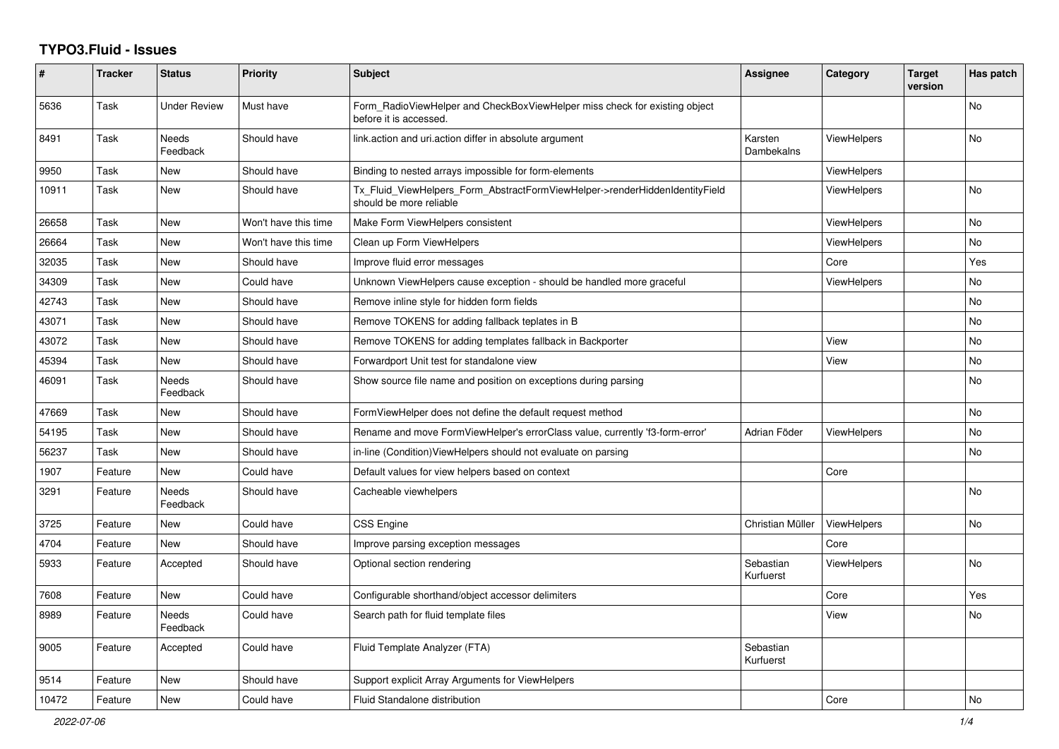# TYPO3.Fluid - Issues

| # | Tracker | Status | Priority | Subject | Assignee | Category | Target version | Has patch |
|---|---|---|---|---|---|---|---|---|
| 5636 | Task | Under Review | Must have | Form_RadioViewHelper and CheckBoxViewHelper miss check for existing object before it is accessed. | | | | No |
| 8491 | Task | Needs Feedback | Should have | link.action and uri.action differ in absolute argument | Karsten Dambekalns | ViewHelpers | | No |
| 9950 | Task | New | Should have | Binding to nested arrays impossible for form-elements | | ViewHelpers | | |
| 10911 | Task | New | Should have | Tx_Fluid_ViewHelpers_Form_AbstractFormViewHelper->renderHiddenIdentityField should be more reliable | | ViewHelpers | | No |
| 26658 | Task | New | Won't have this time | Make Form ViewHelpers consistent | | ViewHelpers | | No |
| 26664 | Task | New | Won't have this time | Clean up Form ViewHelpers | | ViewHelpers | | No |
| 32035 | Task | New | Should have | Improve fluid error messages | | Core | | Yes |
| 34309 | Task | New | Could have | Unknown ViewHelpers cause exception - should be handled more graceful | | ViewHelpers | | No |
| 42743 | Task | New | Should have | Remove inline style for hidden form fields | | | | No |
| 43071 | Task | New | Should have | Remove TOKENS for adding fallback teplates in B | | | | No |
| 43072 | Task | New | Should have | Remove TOKENS for adding templates fallback in Backporter | | View | | No |
| 45394 | Task | New | Should have | Forwardport Unit test for standalone view | | View | | No |
| 46091 | Task | Needs Feedback | Should have | Show source file name and position on exceptions during parsing | | | | No |
| 47669 | Task | New | Should have | FormViewHelper does not define the default request method | | | | No |
| 54195 | Task | New | Should have | Rename and move FormViewHelper's errorClass value, currently 'f3-form-error' | Adrian Föder | ViewHelpers | | No |
| 56237 | Task | New | Should have | in-line (Condition)ViewHelpers should not evaluate on parsing | | | | No |
| 1907 | Feature | New | Could have | Default values for view helpers based on context | | Core | | |
| 3291 | Feature | Needs Feedback | Should have | Cacheable viewhelpers | | | | No |
| 3725 | Feature | New | Could have | CSS Engine | Christian Müller | ViewHelpers | | No |
| 4704 | Feature | New | Should have | Improve parsing exception messages | | Core | | |
| 5933 | Feature | Accepted | Should have | Optional section rendering | Sebastian Kurfuerst | ViewHelpers | | No |
| 7608 | Feature | New | Could have | Configurable shorthand/object accessor delimiters | | Core | | Yes |
| 8989 | Feature | Needs Feedback | Could have | Search path for fluid template files | | View | | No |
| 9005 | Feature | Accepted | Could have | Fluid Template Analyzer (FTA) | Sebastian Kurfuerst | | | |
| 9514 | Feature | New | Should have | Support explicit Array Arguments for ViewHelpers | | | | |
| 10472 | Feature | New | Could have | Fluid Standalone distribution | | Core | | No |

*2022-07-06*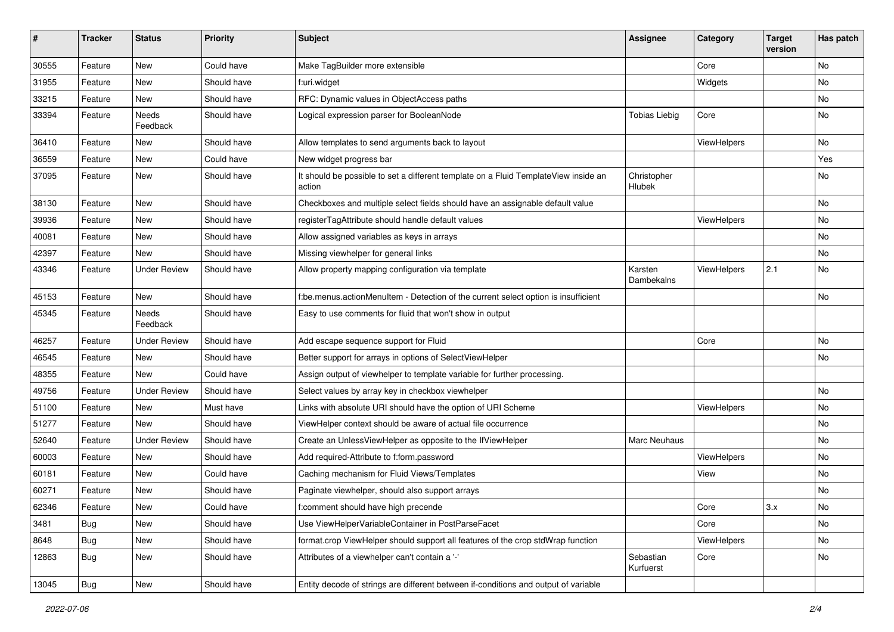| # | Tracker | Status | Priority | Subject | Assignee | Category | Target version | Has patch |
|---|---|---|---|---|---|---|---|---|
| 30555 | Feature | New | Could have | Make TagBuilder more extensible | | Core | | No |
| 31955 | Feature | New | Should have | f:uri.widget | | Widgets | | No |
| 33215 | Feature | New | Should have | RFC: Dynamic values in ObjectAccess paths | | | | No |
| 33394 | Feature | Needs Feedback | Should have | Logical expression parser for BooleanNode | Tobias Liebig | Core | | No |
| 36410 | Feature | New | Should have | Allow templates to send arguments back to layout | | ViewHelpers | | No |
| 36559 | Feature | New | Could have | New widget progress bar | | | | Yes |
| 37095 | Feature | New | Should have | It should be possible to set a different template on a Fluid TemplateView inside an action | Christopher Hlubek | | | No |
| 38130 | Feature | New | Should have | Checkboxes and multiple select fields should have an assignable default value | | | | No |
| 39936 | Feature | New | Should have | registerTagAttribute should handle default values | | ViewHelpers | | No |
| 40081 | Feature | New | Should have | Allow assigned variables as keys in arrays | | | | No |
| 42397 | Feature | New | Should have | Missing viewhelper for general links | | | | No |
| 43346 | Feature | Under Review | Should have | Allow property mapping configuration via template | Karsten Dambekalns | ViewHelpers | 2.1 | No |
| 45153 | Feature | New | Should have | f:be.menus.actionMenuItem - Detection of the current select option is insufficient | | | | No |
| 45345 | Feature | Needs Feedback | Should have | Easy to use comments for fluid that won't show in output | | | | |
| 46257 | Feature | Under Review | Should have | Add escape sequence support for Fluid | | Core | | No |
| 46545 | Feature | New | Should have | Better support for arrays in options of SelectViewHelper | | | | No |
| 48355 | Feature | New | Could have | Assign output of viewhelper to template variable for further processing. | | | | |
| 49756 | Feature | Under Review | Should have | Select values by array key in checkbox viewhelper | | | | No |
| 51100 | Feature | New | Must have | Links with absolute URI should have the option of URI Scheme | | ViewHelpers | | No |
| 51277 | Feature | New | Should have | ViewHelper context should be aware of actual file occurrence | | | | No |
| 52640 | Feature | Under Review | Should have | Create an UnlessViewHelper as opposite to the IfViewHelper | Marc Neuhaus | | | No |
| 60003 | Feature | New | Should have | Add required-Attribute to f:form.password | | ViewHelpers | | No |
| 60181 | Feature | New | Could have | Caching mechanism for Fluid Views/Templates | | View | | No |
| 60271 | Feature | New | Should have | Paginate viewhelper, should also support arrays | | | | No |
| 62346 | Feature | New | Could have | f:comment should have high precende | | Core | 3.x | No |
| 3481 | Bug | New | Should have | Use ViewHelperVariableContainer in PostParseFacet | | Core | | No |
| 8648 | Bug | New | Should have | format.crop ViewHelper should support all features of the crop stdWrap function | | ViewHelpers | | No |
| 12863 | Bug | New | Should have | Attributes of a viewhelper can't contain a '-' | Sebastian Kurfuerst | Core | | No |
| 13045 | Bug | New | Should have | Entity decode of strings are different between if-conditions and output of variable | | | | |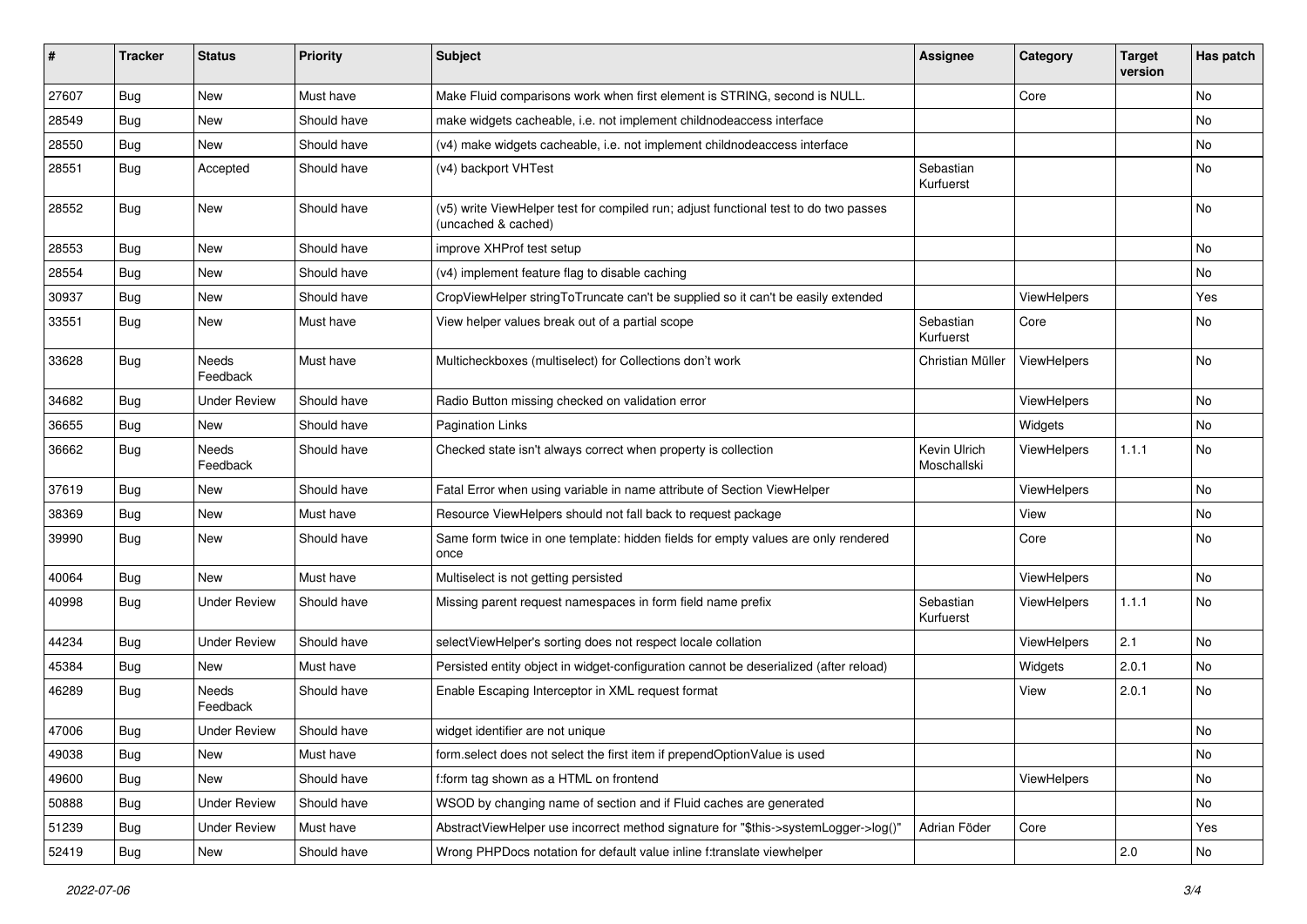| # | Tracker | Status | Priority | Subject | Assignee | Category | Target version | Has patch |
|---|---|---|---|---|---|---|---|---|
| 27607 | Bug | New | Must have | Make Fluid comparisons work when first element is STRING, second is NULL. | | Core | | No |
| 28549 | Bug | New | Should have | make widgets cacheable, i.e. not implement childnodeaccess interface | | | | No |
| 28550 | Bug | New | Should have | (v4) make widgets cacheable, i.e. not implement childnodeaccess interface | | | | No |
| 28551 | Bug | Accepted | Should have | (v4) backport VHTest | Sebastian Kurfuerst | | | No |
| 28552 | Bug | New | Should have | (v5) write ViewHelper test for compiled run; adjust functional test to do two passes (uncached & cached) | | | | No |
| 28553 | Bug | New | Should have | improve XHProf test setup | | | | No |
| 28554 | Bug | New | Should have | (v4) implement feature flag to disable caching | | | | No |
| 30937 | Bug | New | Should have | CropViewHelper stringToTruncate can't be supplied so it can't be easily extended | | ViewHelpers | | Yes |
| 33551 | Bug | New | Must have | View helper values break out of a partial scope | Sebastian Kurfuerst | Core | | No |
| 33628 | Bug | Needs Feedback | Must have | Multicheckboxes (multiselect) for Collections don't work | Christian Müller | ViewHelpers | | No |
| 34682 | Bug | Under Review | Should have | Radio Button missing checked on validation error | | ViewHelpers | | No |
| 36655 | Bug | New | Should have | Pagination Links | | Widgets | | No |
| 36662 | Bug | Needs Feedback | Should have | Checked state isn't always correct when property is collection | Kevin Ulrich Moschallski | ViewHelpers | 1.1.1 | No |
| 37619 | Bug | New | Should have | Fatal Error when using variable in name attribute of Section ViewHelper | | ViewHelpers | | No |
| 38369 | Bug | New | Must have | Resource ViewHelpers should not fall back to request package | | View | | No |
| 39990 | Bug | New | Should have | Same form twice in one template: hidden fields for empty values are only rendered once | | Core | | No |
| 40064 | Bug | New | Must have | Multiselect is not getting persisted | | ViewHelpers | | No |
| 40998 | Bug | Under Review | Should have | Missing parent request namespaces in form field name prefix | Sebastian Kurfuerst | ViewHelpers | 1.1.1 | No |
| 44234 | Bug | Under Review | Should have | selectViewHelper's sorting does not respect locale collation | | ViewHelpers | 2.1 | No |
| 45384 | Bug | New | Must have | Persisted entity object in widget-configuration cannot be deserialized (after reload) | | Widgets | 2.0.1 | No |
| 46289 | Bug | Needs Feedback | Should have | Enable Escaping Interceptor in XML request format | | View | 2.0.1 | No |
| 47006 | Bug | Under Review | Should have | widget identifier are not unique | | | | No |
| 49038 | Bug | New | Must have | form.select does not select the first item if prependOptionValue is used | | | | No |
| 49600 | Bug | New | Should have | f:form tag shown as a HTML on frontend | | ViewHelpers | | No |
| 50888 | Bug | Under Review | Should have | WSOD by changing name of section and if Fluid caches are generated | | | | No |
| 51239 | Bug | Under Review | Must have | AbstractViewHelper use incorrect method signature for "$this->systemLogger->log()" | Adrian Föder | Core | | Yes |
| 52419 | Bug | New | Should have | Wrong PHPDocs notation for default value inline f:translate viewhelper | | | 2.0 | No |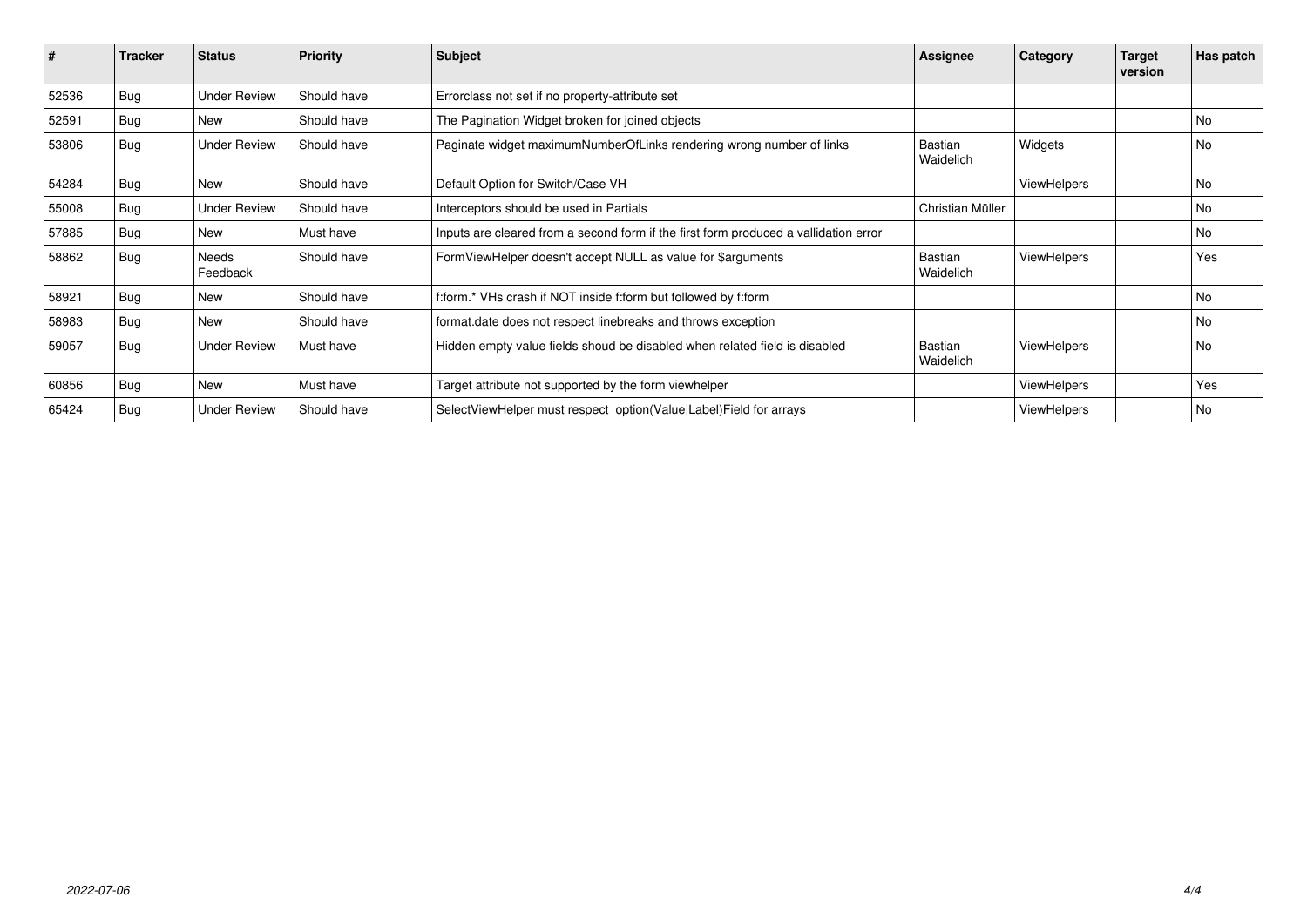| # | Tracker | Status | Priority | Subject | Assignee | Category | Target version | Has patch |
|---|---|---|---|---|---|---|---|---|
| 52536 | Bug | Under Review | Should have | Errorclass not set if no property-attribute set | | | | |
| 52591 | Bug | New | Should have | The Pagination Widget broken for joined objects | | | | No |
| 53806 | Bug | Under Review | Should have | Paginate widget maximumNumberOfLinks rendering wrong number of links | Bastian Waidelich | Widgets | | No |
| 54284 | Bug | New | Should have | Default Option for Switch/Case VH | | ViewHelpers | | No |
| 55008 | Bug | Under Review | Should have | Interceptors should be used in Partials | Christian Müller | | | No |
| 57885 | Bug | New | Must have | Inputs are cleared from a second form if the first form produced a vallidation error | | | | No |
| 58862 | Bug | Needs Feedback | Should have | FormViewHelper doesn't accept NULL as value for $arguments | Bastian Waidelich | ViewHelpers | | Yes |
| 58921 | Bug | New | Should have | f:form.* VHs crash if NOT inside f:form but followed by f:form | | | | No |
| 58983 | Bug | New | Should have | format.date does not respect linebreaks and throws exception | | | | No |
| 59057 | Bug | Under Review | Must have | Hidden empty value fields shoud be disabled when related field is disabled | Bastian Waidelich | ViewHelpers | | No |
| 60856 | Bug | New | Must have | Target attribute not supported by the form viewhelper | | ViewHelpers | | Yes |
| 65424 | Bug | Under Review | Should have | SelectViewHelper must respect option(Value\|Label)Field for arrays | | ViewHelpers | | No |